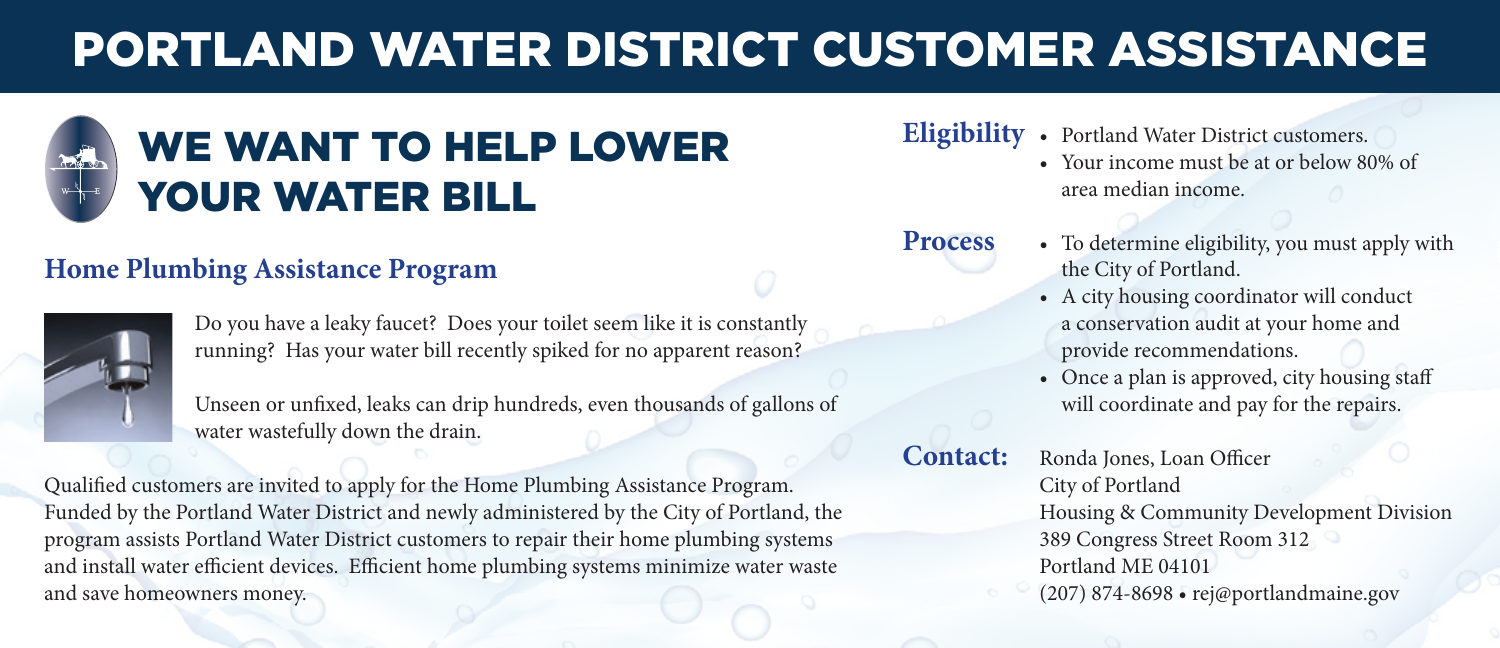# PORTLAND WATER DISTRICT CUSTOMER ASSISTANCE

## WE WANT TO HELP LOWER YOUR WATER BILL

### Home Plumbing Assistance Program

Do you have a leaky faucet? Does your toilet seem like it is constantly running? Has your water bill recently spiked for no apparent reason?

Unseen or unfixed, leaks can drip hundreds, even thousands of gallons of water wastefully down the drain.

Qualified customers are invited to apply for the Home Plumbing Assistance Program. Funded by the Portland Water District and newly administered by the City of Portland, the program assists Portland Water District customers to repair their home plumbing systems and install water efficient devices. Efficient home plumbing systems minimize water waste and save homeowners money.

**Eligibility**

- Portland Water District customers.
- Your income must be at or below 80% of area median income.

**Process**

- To determine eligibility, you must apply with the City of Portland.
- A city housing coordinator will conduct a conservation audit at your home and provide recommendations.
- Once a plan is approved, city housing staff will coordinate and pay for the repairs.

**Contact:**

Ronda Jones, Loan Officer
City of Portland
Housing & Community Development Division
389 Congress Street Room 312
Portland ME 04101
(207) 874-8698 • rej@portlandmaine.gov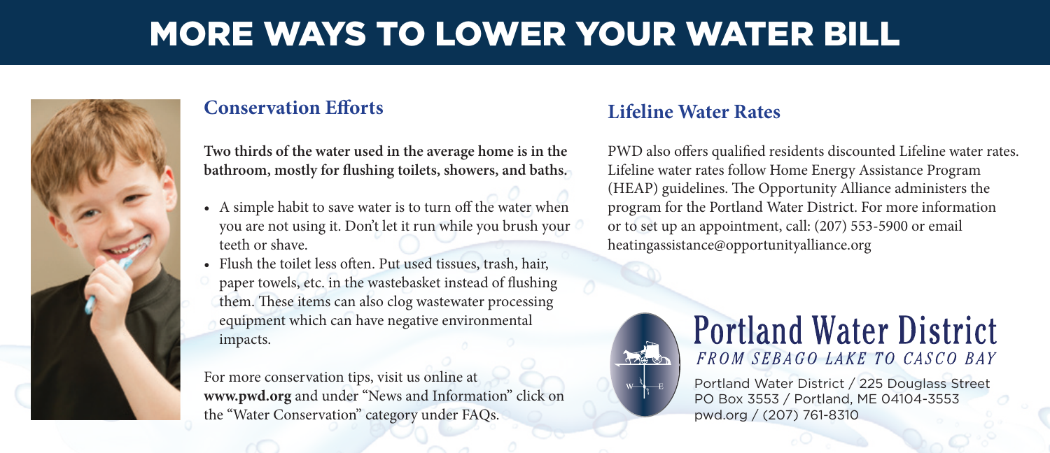# MORE WAYS TO LOWER YOUR WATER BILL

## Conservation Efforts

**Two thirds of the water used in the average home is in the bathroom, mostly for flushing toilets, showers, and baths.**

- A simple habit to save water is to turn off the water when you are not using it. Don't let it run while you brush your teeth or shave.
- Flush the toilet less often. Put used tissues, trash, hair, paper towels, etc. in the wastebasket instead of flushing them. These items can also clog wastewater processing equipment which can have negative environmental impacts.

For more conservation tips, visit us online at **www.pwd.org** and under "News and Information" click on the "Water Conservation" category under FAQs.

## Lifeline Water Rates

PWD also offers qualified residents discounted Lifeline water rates. Lifeline water rates follow Home Energy Assistance Program (HEAP) guidelines. The Opportunity Alliance administers the program for the Portland Water District. For more information or to set up an appointment, call: (207) 553-5900 or email heatingassistance@opportunityalliance.org

**Portland Water District**
*FROM SEBAGO LAKE TO CASCO BAY*

Portland Water District / 225 Douglass Street
PO Box 3553 / Portland, ME 04104-3553
pwd.org / (207) 761-8310